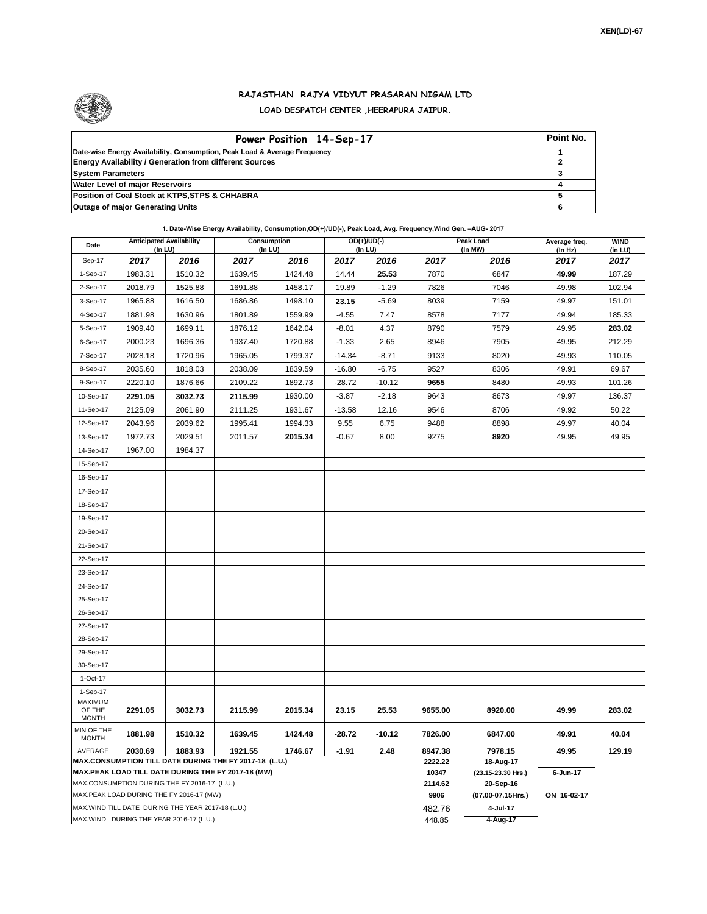XEN(LD)-67

## RAJASTHAN RAJYA VIDYUT PRASARAN NIGAM LTD

### LOAD DESPATCH CENTER ,HEERAPURA JAIPUR.

| Power Position 14-Sep-17 | Point No. |
|---|---|
| Date-wise Energy Availability, Consumption, Peak Load & Average Frequency | 1 |
| Energy Availability / Generation from different Sources | 2 |
| System Parameters | 3 |
| Water Level of major Reservoirs | 4 |
| Position of Coal Stock at KTPS,STPS & CHHABRA | 5 |
| Outage of major Generating Units | 6 |

**1. Date-Wise Energy Availability, Consumption,OD(+)/UD(-), Peak Load, Avg. Frequency,Wind Gen. –AUG- 2017**

| Date | Anticipated Availability (In LU) | | Consumption (In LU) | | OD(+)/UD(-) (In LU) | | Peak Load (In MW) | | Average freq. (In Hz) | WIND (in LU) |
|---|---|---|---|---|---|---|---|---|---|---|
| Sep-17 | 2017 | 2016 | 2017 | 2016 | 2017 | 2016 | 2017 | 2016 | 2017 | 2017 |
| 1-Sep-17 | 1983.31 | 1510.32 | 1639.45 | 1424.48 | 14.44 | **25.53** | 7870 | 6847 | **49.99** | 187.29 |
| 2-Sep-17 | 2018.79 | 1525.88 | 1691.88 | 1458.17 | 19.89 | -1.29 | 7826 | 7046 | 49.98 | 102.94 |
| 3-Sep-17 | 1965.88 | 1616.50 | 1686.86 | 1498.10 | **23.15** | -5.69 | 8039 | 7159 | 49.97 | 151.01 |
| 4-Sep-17 | 1881.98 | 1630.96 | 1801.89 | 1559.99 | -4.55 | 7.47 | 8578 | 7177 | 49.94 | 185.33 |
| 5-Sep-17 | 1909.40 | 1699.11 | 1876.12 | 1642.04 | -8.01 | 4.37 | 8790 | 7579 | 49.95 | **283.02** |
| 6-Sep-17 | 2000.23 | 1696.36 | 1937.40 | 1720.88 | -1.33 | 2.65 | 8946 | 7905 | 49.95 | 212.29 |
| 7-Sep-17 | 2028.18 | 1720.96 | 1965.05 | 1799.37 | -14.34 | -8.71 | 9133 | 8020 | 49.93 | 110.05 |
| 8-Sep-17 | 2035.60 | 1818.03 | 2038.09 | 1839.59 | -16.80 | -6.75 | 9527 | 8306 | 49.91 | 69.67 |
| 9-Sep-17 | 2220.10 | 1876.66 | 2109.22 | 1892.73 | -28.72 | -10.12 | **9655** | 8480 | 49.93 | 101.26 |
| 10-Sep-17 | **2291.05** | **3032.73** | **2115.99** | 1930.00 | -3.87 | -2.18 | 9643 | 8673 | 49.97 | 136.37 |
| 11-Sep-17 | 2125.09 | 2061.90 | 2111.25 | 1931.67 | -13.58 | 12.16 | 9546 | 8706 | 49.92 | 50.22 |
| 12-Sep-17 | 2043.96 | 2039.62 | 1995.41 | 1994.33 | 9.55 | 6.75 | 9488 | 8898 | 49.97 | 40.04 |
| 13-Sep-17 | 1972.73 | 2029.51 | 2011.57 | **2015.34** | -0.67 | 8.00 | 9275 | **8920** | 49.95 | 49.95 |
| 14-Sep-17 | 1967.00 | 1984.37 | | | | | | | | |
| 15-Sep-17 | | | | | | | | | | |
| 16-Sep-17 | | | | | | | | | | |
| 17-Sep-17 | | | | | | | | | | |
| 18-Sep-17 | | | | | | | | | | |
| 19-Sep-17 | | | | | | | | | | |
| 20-Sep-17 | | | | | | | | | | |
| 21-Sep-17 | | | | | | | | | | |
| 22-Sep-17 | | | | | | | | | | |
| 23-Sep-17 | | | | | | | | | | |
| 24-Sep-17 | | | | | | | | | | |
| 25-Sep-17 | | | | | | | | | | |
| 26-Sep-17 | | | | | | | | | | |
| 27-Sep-17 | | | | | | | | | | |
| 28-Sep-17 | | | | | | | | | | |
| 29-Sep-17 | | | | | | | | | | |
| 30-Sep-17 | | | | | | | | | | |
| 1-Oct-17 | | | | | | | | | | |
| 1-Sep-17 | | | | | | | | | | |
| MAXIMUM OF THE MONTH | 2291.05 | 3032.73 | 2115.99 | 2015.34 | 23.15 | 25.53 | 9655.00 | 8920.00 | 49.99 | 283.02 |
| MIN OF THE MONTH | 1881.98 | 1510.32 | 1639.45 | 1424.48 | -28.72 | -10.12 | 7826.00 | 6847.00 | 49.91 | 40.04 |
| AVERAGE | 2030.69 | 1883.93 | 1921.55 | 1746.67 | -1.91 | 2.48 | 8947.38 | 7978.15 | 49.95 | 129.19 |
| MAX.CONSUMPTION TILL DATE DURING THE FY 2017-18 (L.U.) | | | | | | | 2222.22 | 18-Aug-17 | | |
| MAX.PEAK LOAD TILL DATE DURING THE FY 2017-18 (MW) | | | | | | | 10347 | (23.15-23.30 Hrs.) | 6-Jun-17 | |
| MAX.CONSUMPTION DURING THE FY 2016-17 (L.U.) | | | | | | | 2114.62 | 20-Sep-16 | | |
| MAX.PEAK LOAD DURING THE FY 2016-17 (MW) | | | | | | | 9906 | (07.00-07.15Hrs.) | ON 16-02-17 | |
| MAX.WIND TILL DATE DURING THE YEAR 2017-18 (L.U.) | | | | | | | 482.76 | 4-Jul-17 | | |
| MAX.WIND DURING THE YEAR 2016-17 (L.U.) | | | | | | | 448.85 | 4-Aug-17 | | |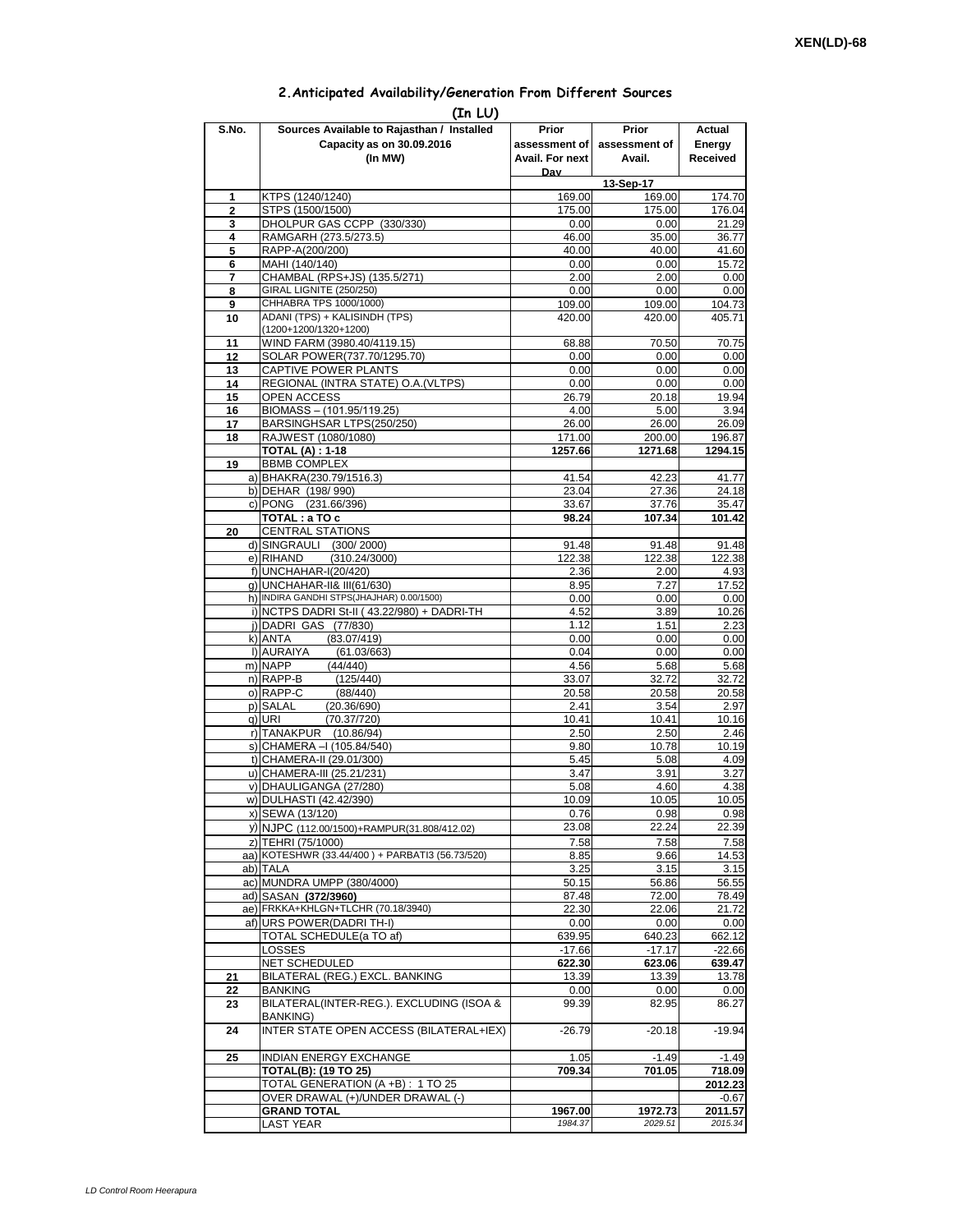XEN(LD)-68

## 2.Anticipated Availability/Generation From Different Sources

(In LU)

| S.No. | Sources Available to Rajasthan / Installed Capacity as on 30.09.2016 (In MW) | Prior assessment of Avail. For next Day | Prior assessment of Avail. | Actual Energy Received |
|---|---|---|---|---|
| | | | 13-Sep-17 | |
| 1 | KTPS (1240/1240) | 169.00 | 169.00 | 174.70 |
| 2 | STPS (1500/1500) | 175.00 | 175.00 | 176.04 |
| 3 | DHOLPUR GAS CCPP (330/330) | 0.00 | 0.00 | 21.29 |
| 4 | RAMGARH (273.5/273.5) | 46.00 | 35.00 | 36.77 |
| 5 | RAPP-A(200/200) | 40.00 | 40.00 | 41.60 |
| 6 | MAHI (140/140) | 0.00 | 0.00 | 15.72 |
| 7 | CHAMBAL (RPS+JS) (135.5/271) | 2.00 | 2.00 | 0.00 |
| 8 | GIRAL LIGNITE (250/250) | 0.00 | 0.00 | 0.00 |
| 9 | CHHABRA TPS 1000/1000) | 109.00 | 109.00 | 104.73 |
| 10 | ADANI (TPS) + KALISINDH (TPS) (1200+1200/1320+1200) | 420.00 | 420.00 | 405.71 |
| 11 | WIND FARM (3980.40/4119.15) | 68.88 | 70.50 | 70.75 |
| 12 | SOLAR POWER(737.70/1295.70) | 0.00 | 0.00 | 0.00 |
| 13 | CAPTIVE POWER PLANTS | 0.00 | 0.00 | 0.00 |
| 14 | REGIONAL (INTRA STATE) O.A.(VLTPS) | 0.00 | 0.00 | 0.00 |
| 15 | OPEN ACCESS | 26.79 | 20.18 | 19.94 |
| 16 | BIOMASS – (101.95/119.25) | 4.00 | 5.00 | 3.94 |
| 17 | BARSINGHSAR LTPS(250/250) | 26.00 | 26.00 | 26.09 |
| 18 | RAJWEST (1080/1080) | 171.00 | 200.00 | 196.87 |
| | **TOTAL (A) : 1-18** | **1257.66** | **1271.68** | **1294.15** |
| 19 | BBMB COMPLEX | | | |
| | a) BHAKRA(230.79/1516.3) | 41.54 | 42.23 | 41.77 |
| | b) DEHAR (198/ 990) | 23.04 | 27.36 | 24.18 |
| | c) PONG (231.66/396) | 33.67 | 37.76 | 35.47 |
| | **TOTAL : a TO c** | **98.24** | **107.34** | **101.42** |
| 20 | CENTRAL STATIONS | | | |
| | d) SINGRAULI (300/ 2000) | 91.48 | 91.48 | 91.48 |
| | e) RIHAND (310.24/3000) | 122.38 | 122.38 | 122.38 |
| | f) UNCHAHAR-I(20/420) | 2.36 | 2.00 | 4.93 |
| | g) UNCHAHAR-II& III(61/630) | 8.95 | 7.27 | 17.52 |
| | h) INDIRA GANDHI STPS(JHAJHAR) 0.00/1500) | 0.00 | 0.00 | 0.00 |
| | i) NCTPS DADRI St-II ( 43.22/980) + DADRI-TH | 4.52 | 3.89 | 10.26 |
| | j) DADRI GAS (77/830) | 1.12 | 1.51 | 2.23 |
| | k) ANTA (83.07/419) | 0.00 | 0.00 | 0.00 |
| | l) AURAIYA (61.03/663) | 0.04 | 0.00 | 0.00 |
| | m) NAPP (44/440) | 4.56 | 5.68 | 5.68 |
| | n) RAPP-B (125/440) | 33.07 | 32.72 | 32.72 |
| | o) RAPP-C (88/440) | 20.58 | 20.58 | 20.58 |
| | p) SALAL (20.36/690) | 2.41 | 3.54 | 2.97 |
| | q) URI (70.37/720) | 10.41 | 10.41 | 10.16 |
| | r) TANAKPUR (10.86/94) | 2.50 | 2.50 | 2.46 |
| | s) CHAMERA –I (105.84/540) | 9.80 | 10.78 | 10.19 |
| | t) CHAMERA-II (29.01/300) | 5.45 | 5.08 | 4.09 |
| | u) CHAMERA-III (25.21/231) | 3.47 | 3.91 | 3.27 |
| | v) DHAULIGANGA (27/280) | 5.08 | 4.60 | 4.38 |
| | w) DULHASTI (42.42/390) | 10.09 | 10.05 | 10.05 |
| | x) SEWA (13/120) | 0.76 | 0.98 | 0.98 |
| | y) NJPC (112.00/1500)+RAMPUR(31.808/412.02) | 23.08 | 22.24 | 22.39 |
| | z) TEHRI (75/1000) | 7.58 | 7.58 | 7.58 |
| | aa) KOTESHWR (33.44/400 ) + PARBATI3 (56.73/520) | 8.85 | 9.66 | 14.53 |
| | ab) TALA | 3.25 | 3.15 | 3.15 |
| | ac) MUNDRA UMPP (380/4000) | 50.15 | 56.86 | 56.55 |
| | ad) SASAN **(372/3960)** | 87.48 | 72.00 | 78.49 |
| | ae) FRKKA+KHLGN+TLCHR (70.18/3940) | 22.30 | 22.06 | 21.72 |
| | af) URS POWER(DADRI TH-I) | 0.00 | 0.00 | 0.00 |
| | TOTAL SCHEDULE(a TO af) | 639.95 | 640.23 | 662.12 |
| | LOSSES | -17.66 | -17.17 | -22.66 |
| | NET SCHEDULED | **622.30** | **623.06** | **639.47** |
| 21 | BILATERAL (REG.) EXCL. BANKING | 13.39 | 13.39 | 13.78 |
| 22 | BANKING | 0.00 | 0.00 | 0.00 |
| 23 | BILATERAL(INTER-REG.). EXCLUDING (ISOA & BANKING) | 99.39 | 82.95 | 86.27 |
| 24 | INTER STATE OPEN ACCESS (BILATERAL+IEX) | -26.79 | -20.18 | -19.94 |
| 25 | INDIAN ENERGY EXCHANGE | 1.05 | -1.49 | -1.49 |
| | **TOTAL(B): (19 TO 25)** | **709.34** | **701.05** | **718.09** |
| | TOTAL GENERATION (A +B) : 1 TO 25 | | | **2012.23** |
| | OVER DRAWAL (+)/UNDER DRAWAL (-) | | | -0.67 |
| | **GRAND TOTAL** | **1967.00** | **1972.73** | **2011.57** |
| | LAST YEAR | *1984.37* | *2029.51* | *2015.34* |

LD Control Room Heerapura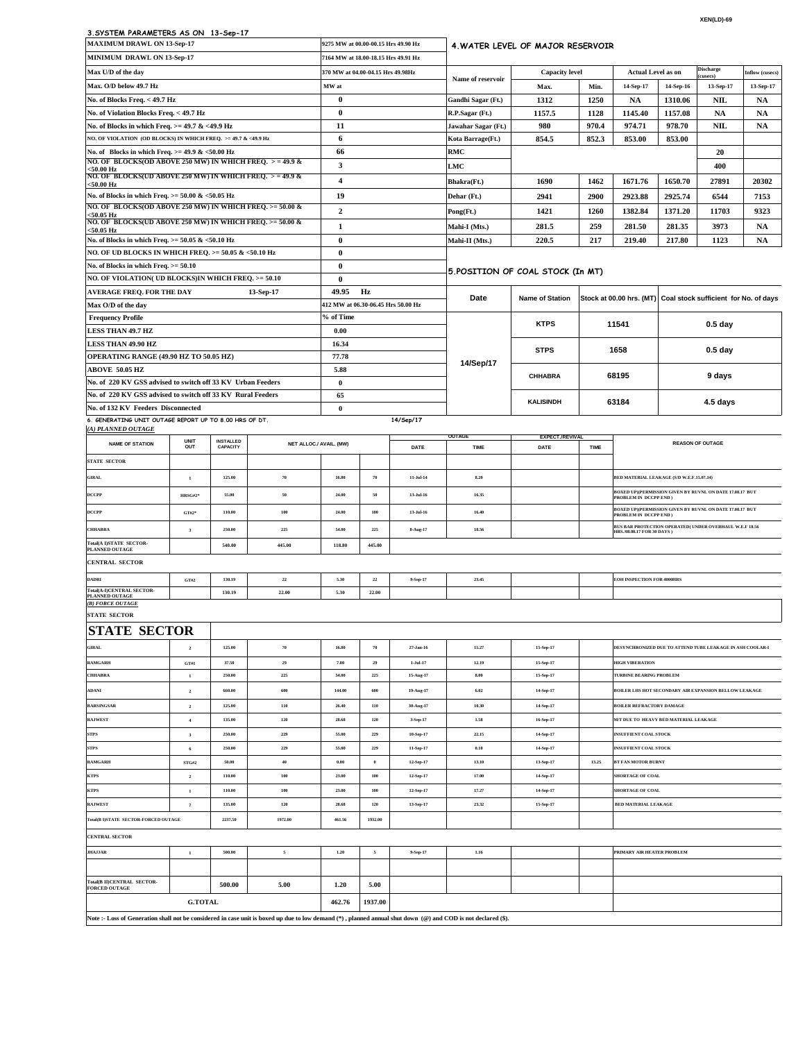XEN(LD)-69

## 3.SYSTEM PARAMETERS AS ON 13-Sep-17

| | | |
|---|---|---|
| MAXIMUM DRAWL ON 13-Sep-17 | | 9275 MW at 00.00-00.15 Hrs 49.90 Hz |
| MINIMUM DRAWL ON 13-Sep-17 | | 7164 MW at 18.00-18.15 Hrs 49.91 Hz |
| Max U/D of the day | | 370 MW at 04.00-04.15 Hrs 49.98Hz |
| Max. O/D below 49.7 Hz | | MW at |
| No. of Blocks Freq. < 49.7 Hz | | 0 |
| No. of Violation Blocks Freq. < 49.7 Hz | | 0 |
| No. of Blocks in which Freq. >= 49.7 & <49.9 Hz | | 11 |
| NO. OF VIOLATION (OD BLOCKS) IN WHICH FREQ. >= 49.7 & <49.9 Hz | | 6 |
| No. of Blocks in which Freq. >= 49.9 & <50.00 Hz | | 66 |
| NO. OF BLOCKS(OD ABOVE 250 MW) IN WHICH FREQ. > = 49.9 & <50.00 Hz | | 3 |
| NO. OF BLOCKS(UD ABOVE 250 MW) IN WHICH FREQ. > = 49.9 & <50.00 Hz | | 4 |
| No. of Blocks in which Freq. >= 50.00 & <50.05 Hz | | 19 |
| NO. OF BLOCKS(OD ABOVE 250 MW) IN WHICH FREQ. >= 50.00 & <50.05 Hz | | 2 |
| NO. OF BLOCKS(UD ABOVE 250 MW) IN WHICH FREQ. >= 50.00 & <50.05 Hz | | 1 |
| No. of Blocks in which Freq. >= 50.05 & <50.10 Hz | | 0 |
| NO. OF UD BLOCKS IN WHICH FREQ. >= 50.05 & <50.10 Hz | | 0 |
| No. of Blocks in which Freq. >= 50.10 | | 0 |
| NO. OF VIOLATION( UD BLOCKS)IN WHICH FREQ. >= 50.10 | | 0 |
| AVERAGE FREQ. FOR THE DAY | 13-Sep-17 | 49.95 Hz |
| Max O/D of the day | | 412 MW at 06.30-06.45 Hrs 50.00 Hz |
| Frequency Profile | | % of Time |
| LESS THAN 49.7 HZ | | 0.00 |
| LESS THAN 49.90 HZ | | 16.34 |
| OPERATING RANGE (49.90 HZ TO 50.05 HZ) | | 77.78 |
| ABOVE 50.05 HZ | | 5.88 |
| No. of 220 KV GSS advised to switch off 33 KV Urban Feeders | | 0 |
| No. of 220 KV GSS advised to switch off 33 KV Rural Feeders | | 65 |
| No. of 132 KV Feeders Disconnected | | 0 |

## 4.WATER LEVEL OF MAJOR RESERVOIR

| Name of reservoir | Capacity level | | Actual Level as on | | Discharge (cusecs) | Inflow (cusecs) |
|---|---|---|---|---|---|---|
| | Max. | Min. | 14-Sep-17 | 14-Sep-16 | 13-Sep-17 | 13-Sep-17 |
| Gandhi Sagar (Ft.) | 1312 | 1250 | NA | 1310.06 | NIL | NA |
| R.P.Sagar (Ft.) | 1157.5 | 1128 | 1145.40 | 1157.08 | NA | NA |
| Jawahar Sagar (Ft.) | 980 | 970.4 | 974.71 | 978.70 | NIL | NA |
| Kota Barrage(Ft.) | 854.5 | 852.3 | 853.00 | 853.00 | | |
| RMC | | | | | 20 | |
| LMC | | | | | 400 | |
| Bhakra(Ft.) | 1690 | 1462 | 1671.76 | 1650.70 | 27891 | 20302 |
| Dehar (Ft.) | 2941 | 2900 | 2923.88 | 2925.74 | 6544 | 7153 |
| Pong(Ft.) | 1421 | 1260 | 1382.84 | 1371.20 | 11703 | 9323 |
| Mahi-I (Mts.) | 281.5 | 259 | 281.50 | 281.35 | 3973 | NA |
| Mahi-II (Mts.) | 220.5 | 217 | 219.40 | 217.80 | 1123 | NA |

## 5.POSITION OF COAL STOCK (In MT)

| Date | Name of Station | Stock at 00.00 hrs. (MT) | Coal stock sufficient for No. of days |
|---|---|---|---|
| 14/Sep/17 | KTPS | 11541 | 0.5 day |
| | STPS | 1658 | 0.5 day |
| | CHHABRA | 68195 | 9 days |
| | KALISINDH | 63184 | 4.5 days |

## 6. GENERATING UNIT OUTAGE REPORT UP TO 8.00 HRS OF DT. 14/Sep/17

*(A) PLANNED OUTAGE*

| NAME OF STATION | UNIT OUT | INSTALLED CAPACITY | NET ALLOC./ AVAIL. (MW) | | | OUTAGE DATE | OUTAGE TIME | EXPECT./REVIVAL DATE | EXPECT./REVIVAL TIME | REASON OF OUTAGE |
|---|---|---|---|---|---|---|---|---|---|---|
| STATE SECTOR | | | | | | | | | | |
| GIRAL | 1 | 125.00 | 70 | 16.80 | 70 | 11-Jul-14 | 8.20 | | | BED MATERIAL LEAKAGE (S/D W.E.F.15.07.14) |
| DCCPP | HRSG#2* | 55.00 | 50 | 24.00 | 50 | 13-Jul-16 | 16.35 | | | BOXED UP)(PERMISSION GIVEN BY RUVNL ON DATE 17.08.17 BUT PROBLEM IN DCCPP END ) |
| DCCPP | GT#2* | 110.00 | 100 | 24.00 | 100 | 13-Jul-16 | 16.40 | | | BOXED UP)(PERMISSION GIVEN BY RUVNL ON DATE 17.08.17 BUT PROBLEM IN DCCPP END ) |
| CHHABRA | 3 | 250.00 | 225 | 54.00 | 225 | 8-Aug-17 | 18.56 | | | BUS BAR PROTECTION OPERATED( UNDER OVERHAUL W.E.F 18.56 HRS./08.08.17 FOR 30 DAYS ) |
| Total(A I)STATE SECTOR-PLANNED OUTAGE | | 540.00 | 445.00 | 118.80 | 445.00 | | | | | |
| CENTRAL SECTOR | | | | | | | | | | |
| DADRI | GT#2 | 130.19 | 22 | 5.30 | 22 | 9-Sep-17 | 23.45 | | | EOH INSPECTION FOR 4000HRS |
| Total(A-II)CENTRAL SECTOR-PLANNED OUTAGE | | 130.19 | 22.00 | 5.30 | 22.00 | | | | | |

*(B) FORCE OUTAGE*

STATE SECTOR

| NAME OF STATION | UNIT OUT | INSTALLED CAPACITY | NET ALLOC./ AVAIL. (MW) | | | OUTAGE DATE | OUTAGE TIME | EXPECT./REVIVAL DATE | EXPECT./REVIVAL TIME | REASON OF OUTAGE |
|---|---|---|---|---|---|---|---|---|---|---|
| **STATE SECTOR** | | | | | | | | | | |
| GIRAL | 2 | 125.00 | 70 | 16.80 | 70 | 27-Jan-16 | 15.27 | 15-Sep-17 | | DESYNCHRONIZED DUE TO ATTEND TUBE LEAKAGE IN ASH COOLAR-I |
| RAMGARH | GT#1 | 37.50 | 29 | 7.00 | 29 | 1-Jul-17 | 12.19 | 15-Sep-17 | | HIGH VIBERATION |
| CHHABRA | 1 | 250.00 | 225 | 54.00 | 225 | 15-Aug-17 | 8.00 | 15-Sep-17 | | TURBINE BEARING PROBLEM |
| ADANI | 2 | 660.00 | 600 | 144.00 | 600 | 19-Aug-17 | 6.02 | 14-Sep-17 | | BOILER LHS HOT SECONDARY AIR EXPANSION BELLOW LEAKAGE |
| BARSINGSAR | 2 | 125.00 | 110 | 26.40 | 110 | 30-Aug-17 | 10.30 | 14-Sep-17 | | BOILER REFRACTORY DAMAGE |
| RAJWEST | 4 | 135.00 | 120 | 28.68 | 120 | 3-Sep-17 | 1.58 | 16-Sep-17 | | M/T DUE TO HEAVY BED MATERIAL LEAKAGE |
| STPS | 3 | 250.00 | 229 | 55.00 | 229 | 10-Sep-17 | 22.15 | 14-Sep-17 | | INSUFFIENT COAL STOCK |
| STPS | 6 | 250.00 | 229 | 55.00 | 229 | 11-Sep-17 | 0.10 | 14-Sep-17 | | INSUFFIENT COAL STOCK |
| RAMGARH | STG#2 | 50.00 | 40 | 0.00 | 0 | 12-Sep-17 | 13.10 | 13-Sep-17 | 13.25 | BT FAN MOTOR BURNT |
| KTPS | 2 | 110.00 | 100 | 23.00 | 100 | 12-Sep-17 | 17.00 | 14-Sep-17 | | SHORTAGE OF COAL |
| KTPS | 1 | 110.00 | 100 | 23.00 | 100 | 12-Sep-17 | 17.27 | 14-Sep-17 | | SHORTAGE OF COAL |
| RAJWEST | 7 | 135.00 | 120 | 28.68 | 120 | 13-Sep-17 | 23.32 | 15-Sep-17 | | BED MATERIAL LEAKAGE |
| Total(B I)STATE SECTOR-FORCED OUTAGE | | 2237.50 | 1972.00 | 461.56 | 1932.00 | | | | | |
| CENTRAL SECTOR | | | | | | | | | | |
| JHAJJAR | 1 | 500.00 | 5 | 1.20 | 5 | 9-Sep-17 | 1.16 | | | PRIMARY AIR HEATER PROBLEM |
| | | | | | | | | | | |
| Total(B II)CENTRAL SECTOR-FORCED OUTAGE | | 500.00 | 5.00 | 1.20 | 5.00 | | | | | |
| G.TOTAL | | | | 462.76 | 1937.00 | | | | | |

Note :- Loss of Generation shall not be considered in case unit is boxed up due to low demand (*) , planned annual shut down (@) and COD is not declared ($).